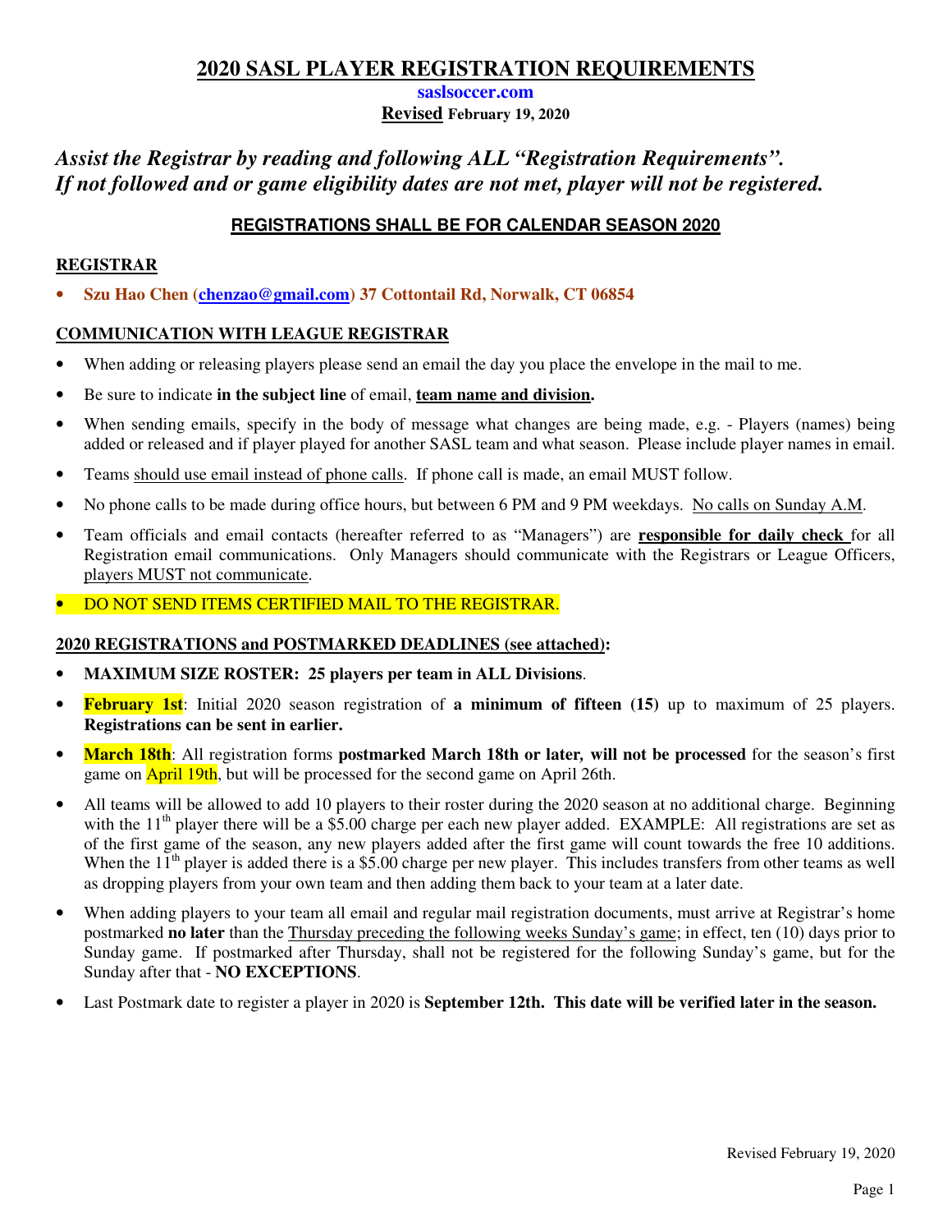# 2020 SASL PLAYER REGISTRATION REQUIREMENTS

**saslsoccer.com**

**Revised February 19, 2020**

***Assist the Registrar by reading and following ALL "Registration Requirements". If not followed and or game eligibility dates are not met, player will not be registered.***

## REGISTRATIONS SHALL BE FOR CALENDAR SEASON 2020

### REGISTRAR

- **Szu Hao Chen (chenzao@gmail.com) 37 Cottontail Rd, Norwalk, CT 06854**

### COMMUNICATION WITH LEAGUE REGISTRAR

- When adding or releasing players please send an email the day you place the envelope in the mail to me.
- Be sure to indicate **in the subject line** of email, **team name and division.**
- When sending emails, specify in the body of message what changes are being made, e.g. - Players (names) being added or released and if player played for another SASL team and what season. Please include player names in email.
- Teams should use email instead of phone calls. If phone call is made, an email MUST follow.
- No phone calls to be made during office hours, but between 6 PM and 9 PM weekdays. No calls on Sunday A.M.
- Team officials and email contacts (hereafter referred to as "Managers") are **responsible for daily check** for all Registration email communications. Only Managers should communicate with the Registrars or League Officers, players MUST not communicate.
- DO NOT SEND ITEMS CERTIFIED MAIL TO THE REGISTRAR.

### 2020 REGISTRATIONS and POSTMARKED DEADLINES (see attached):

- **MAXIMUM SIZE ROSTER: 25 players per team in ALL Divisions**.
- **February 1st**: Initial 2020 season registration of **a minimum of fifteen (15)** up to maximum of 25 players. **Registrations can be sent in earlier.**
- **March 18th**: All registration forms **postmarked March 18th or later, will not be processed** for the season's first game on April 19th, but will be processed for the second game on April 26th.
- All teams will be allowed to add 10 players to their roster during the 2020 season at no additional charge. Beginning with the 11th player there will be a \$5.00 charge per each new player added. EXAMPLE: All registrations are set as of the first game of the season, any new players added after the first game will count towards the free 10 additions. When the 11th player is added there is a \$5.00 charge per new player. This includes transfers from other teams as well as dropping players from your own team and then adding them back to your team at a later date.
- When adding players to your team all email and regular mail registration documents, must arrive at Registrar's home postmarked **no later** than the Thursday preceding the following weeks Sunday's game; in effect, ten (10) days prior to Sunday game. If postmarked after Thursday, shall not be registered for the following Sunday's game, but for the Sunday after that - **NO EXCEPTIONS**.
- Last Postmark date to register a player in 2020 is **September 12th. This date will be verified later in the season.**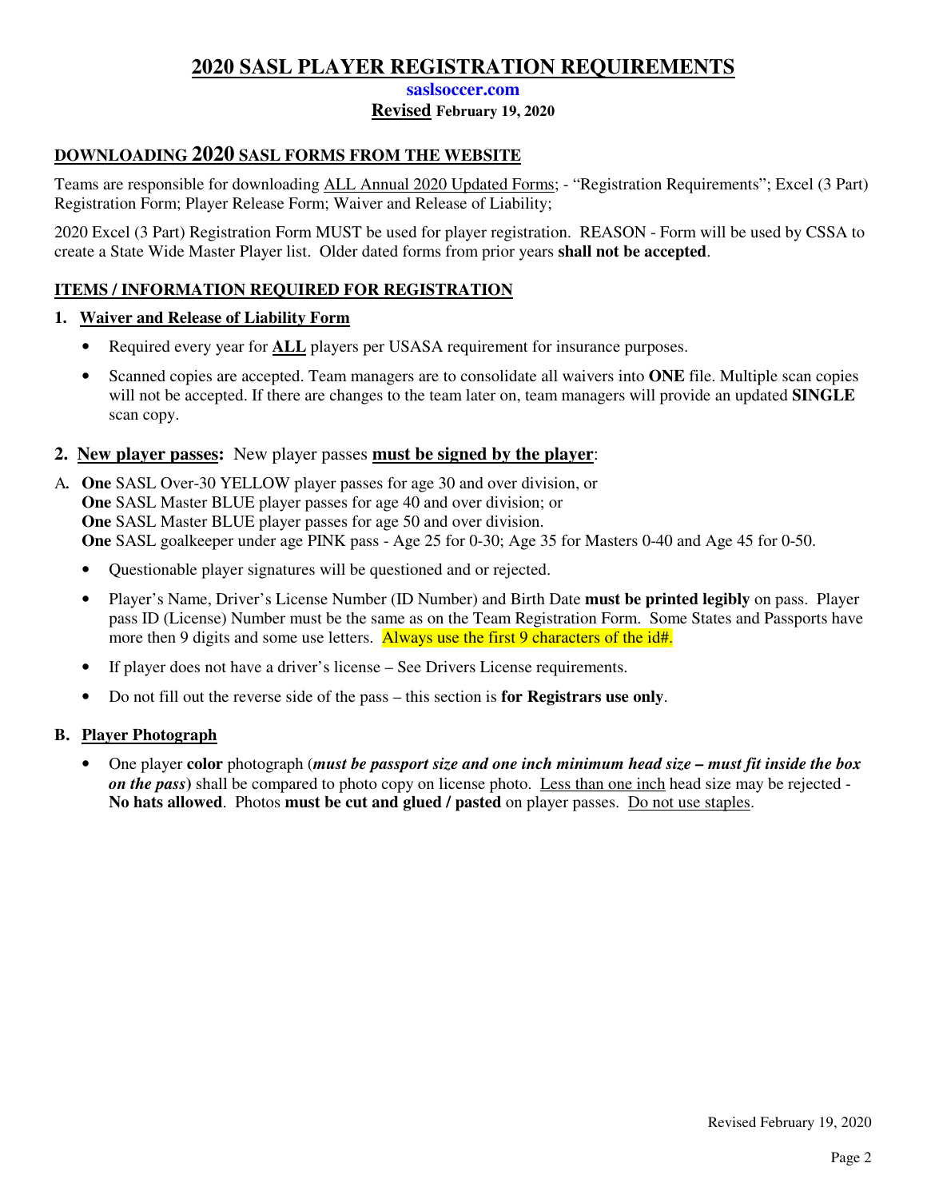# 2020 SASL PLAYER REGISTRATION REQUIREMENTS

**saslsoccer.com**

**Revised February 19, 2020**

## DOWNLOADING 2020 SASL FORMS FROM THE WEBSITE

Teams are responsible for downloading ALL Annual 2020 Updated Forms; - "Registration Requirements"; Excel (3 Part) Registration Form; Player Release Form; Waiver and Release of Liability;

2020 Excel (3 Part) Registration Form MUST be used for player registration. REASON - Form will be used by CSSA to create a State Wide Master Player list. Older dated forms from prior years **shall not be accepted**.

## ITEMS / INFORMATION REQUIRED FOR REGISTRATION

### 1. Waiver and Release of Liability Form

- Required every year for **ALL** players per USASA requirement for insurance purposes.
- Scanned copies are accepted. Team managers are to consolidate all waivers into **ONE** file. Multiple scan copies will not be accepted. If there are changes to the team later on, team managers will provide an updated **SINGLE** scan copy.

### 2. New player passes: New player passes **must be signed by the player**:

A. **One** SASL Over-30 YELLOW player passes for age 30 and over division, or
**One** SASL Master BLUE player passes for age 40 and over division; or
**One** SASL Master BLUE player passes for age 50 and over division.
**One** SASL goalkeeper under age PINK pass - Age 25 for 0-30; Age 35 for Masters 0-40 and Age 45 for 0-50.

- Questionable player signatures will be questioned and or rejected.
- Player's Name, Driver's License Number (ID Number) and Birth Date **must be printed legibly** on pass. Player pass ID (License) Number must be the same as on the Team Registration Form. Some States and Passports have more then 9 digits and some use letters. Always use the first 9 characters of the id#.
- If player does not have a driver's license – See Drivers License requirements.
- Do not fill out the reverse side of the pass – this section is **for Registrars use only**.

### B. Player Photograph

- One player **color** photograph (***must be passport size and one inch minimum head size – must fit inside the box on the pass***) shall be compared to photo copy on license photo. Less than one inch head size may be rejected - **No hats allowed**. Photos **must be cut and glued / pasted** on player passes. Do not use staples.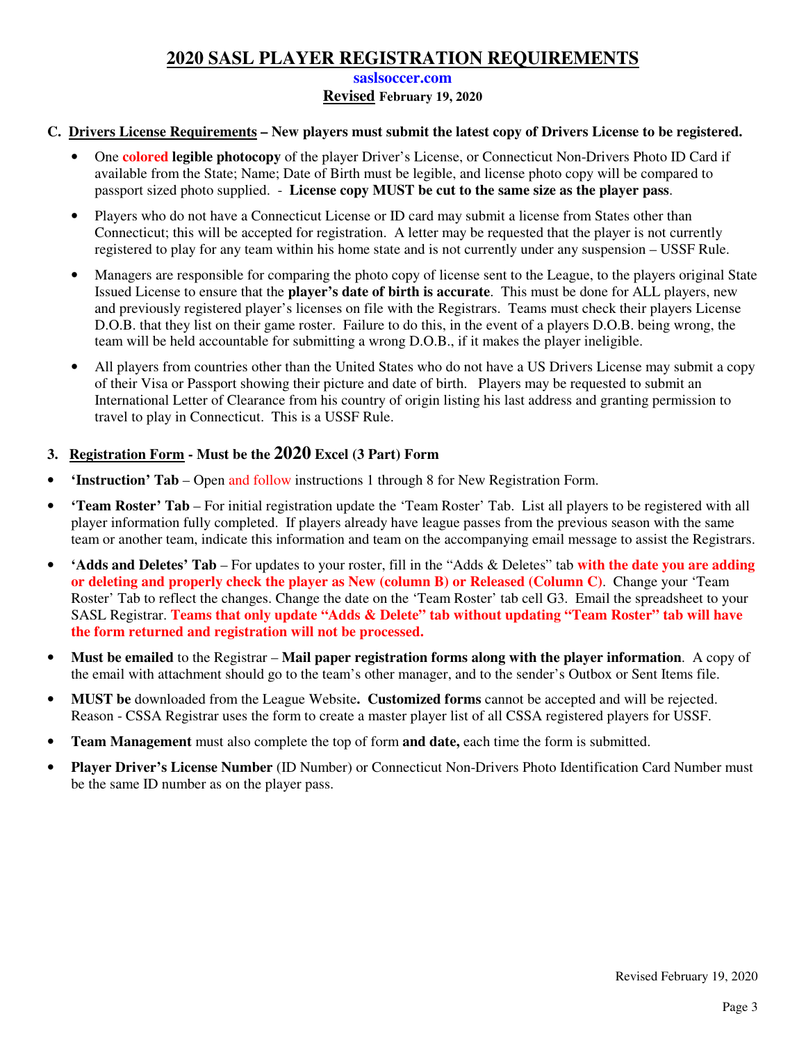# 2020 SASL PLAYER REGISTRATION REQUIREMENTS

**saslsoccer.com**

**Revised February 19, 2020**

**C. Drivers License Requirements – New players must submit the latest copy of Drivers License to be registered.**

- One **colored legible photocopy** of the player Driver's License, or Connecticut Non-Drivers Photo ID Card if available from the State; Name; Date of Birth must be legible, and license photo copy will be compared to passport sized photo supplied. - **License copy MUST be cut to the same size as the player pass**.
- Players who do not have a Connecticut License or ID card may submit a license from States other than Connecticut; this will be accepted for registration. A letter may be requested that the player is not currently registered to play for any team within his home state and is not currently under any suspension – USSF Rule.
- Managers are responsible for comparing the photo copy of license sent to the League, to the players original State Issued License to ensure that the **player's date of birth is accurate**. This must be done for ALL players, new and previously registered player's licenses on file with the Registrars. Teams must check their players License D.O.B. that they list on their game roster. Failure to do this, in the event of a players D.O.B. being wrong, the team will be held accountable for submitting a wrong D.O.B., if it makes the player ineligible.
- All players from countries other than the United States who do not have a US Drivers License may submit a copy of their Visa or Passport showing their picture and date of birth. Players may be requested to submit an International Letter of Clearance from his country of origin listing his last address and granting permission to travel to play in Connecticut. This is a USSF Rule.

**3. Registration Form - Must be the 2020 Excel (3 Part) Form**

- **'Instruction' Tab** – Open and follow instructions 1 through 8 for New Registration Form.
- **'Team Roster' Tab** – For initial registration update the 'Team Roster' Tab. List all players to be registered with all player information fully completed. If players already have league passes from the previous season with the same team or another team, indicate this information and team on the accompanying email message to assist the Registrars.
- **'Adds and Deletes' Tab** – For updates to your roster, fill in the "Adds & Deletes" tab **with the date you are adding or deleting and properly check the player as New (column B) or Released (Column C)**. Change your 'Team Roster' Tab to reflect the changes. Change the date on the 'Team Roster' tab cell G3. Email the spreadsheet to your SASL Registrar. **Teams that only update "Adds & Delete" tab without updating "Team Roster" tab will have the form returned and registration will not be processed.**
- **Must be emailed** to the Registrar – **Mail paper registration forms along with the player information**. A copy of the email with attachment should go to the team's other manager, and to the sender's Outbox or Sent Items file.
- **MUST be** downloaded from the League Website**. Customized forms** cannot be accepted and will be rejected. Reason - CSSA Registrar uses the form to create a master player list of all CSSA registered players for USSF.
- **Team Management** must also complete the top of form **and date,** each time the form is submitted.
- **Player Driver's License Number** (ID Number) or Connecticut Non-Drivers Photo Identification Card Number must be the same ID number as on the player pass.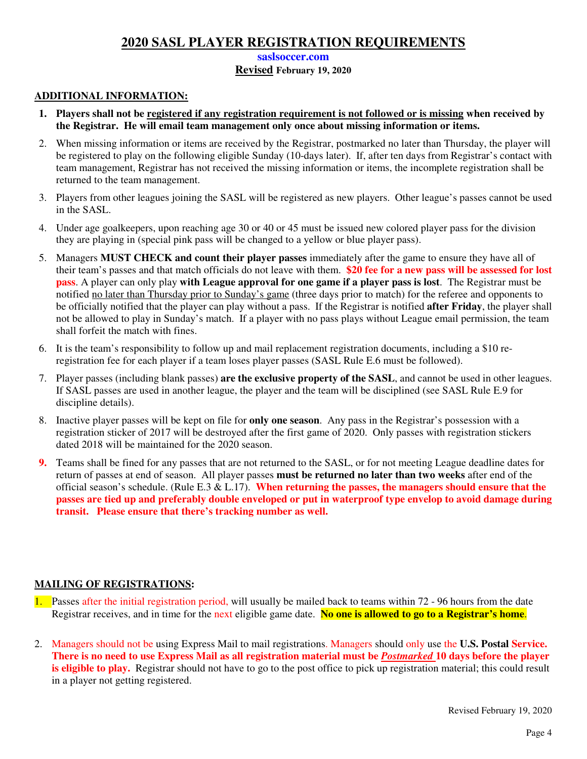# 2020 SASL PLAYER REGISTRATION REQUIREMENTS

**saslsoccer.com**

**Revised February 19, 2020**

## ADDITIONAL INFORMATION:

1. **Players shall not be registered if any registration requirement is not followed or is missing when received by the Registrar. He will email team management only once about missing information or items.**
2. When missing information or items are received by the Registrar, postmarked no later than Thursday, the player will be registered to play on the following eligible Sunday (10-days later). If, after ten days from Registrar's contact with team management, Registrar has not received the missing information or items, the incomplete registration shall be returned to the team management.
3. Players from other leagues joining the SASL will be registered as new players. Other league's passes cannot be used in the SASL.
4. Under age goalkeepers, upon reaching age 30 or 40 or 45 must be issued new colored player pass for the division they are playing in (special pink pass will be changed to a yellow or blue player pass).
5. Managers **MUST CHECK and count their player passes** immediately after the game to ensure they have all of their team's passes and that match officials do not leave with them. **$20 fee for a new pass will be assessed for lost pass**. A player can only play **with League approval for one game if a player pass is lost**. The Registrar must be notified no later than Thursday prior to Sunday's game (three days prior to match) for the referee and opponents to be officially notified that the player can play without a pass. If the Registrar is notified **after Friday**, the player shall not be allowed to play in Sunday's match. If a player with no pass plays without League email permission, the team shall forfeit the match with fines.
6. It is the team's responsibility to follow up and mail replacement registration documents, including a $10 re-registration fee for each player if a team loses player passes (SASL Rule E.6 must be followed).
7. Player passes (including blank passes) **are the exclusive property of the SASL**, and cannot be used in other leagues. If SASL passes are used in another league, the player and the team will be disciplined (see SASL Rule E.9 for discipline details).
8. Inactive player passes will be kept on file for **only one season**. Any pass in the Registrar's possession with a registration sticker of 2017 will be destroyed after the first game of 2020. Only passes with registration stickers dated 2018 will be maintained for the 2020 season.
9. Teams shall be fined for any passes that are not returned to the SASL, or for not meeting League deadline dates for return of passes at end of season. All player passes **must be returned no later than two weeks** after end of the official season's schedule. (Rule E.3 & L.17). **When returning the passes, the managers should ensure that the passes are tied up and preferably double enveloped or put in waterproof type envelop to avoid damage during transit. Please ensure that there's tracking number as well.**

## MAILING OF REGISTRATIONS:

1. Passes after the initial registration period, will usually be mailed back to teams within 72 - 96 hours from the date Registrar receives, and in time for the next eligible game date. **No one is allowed to go to a Registrar's home**.
2. Managers should not be using Express Mail to mail registrations. Managers should only use the **U.S. Postal Service. There is no need to use Express Mail as all registration material must be *Postmarked* 10 days before the player is eligible to play.** Registrar should not have to go to the post office to pick up registration material; this could result in a player not getting registered.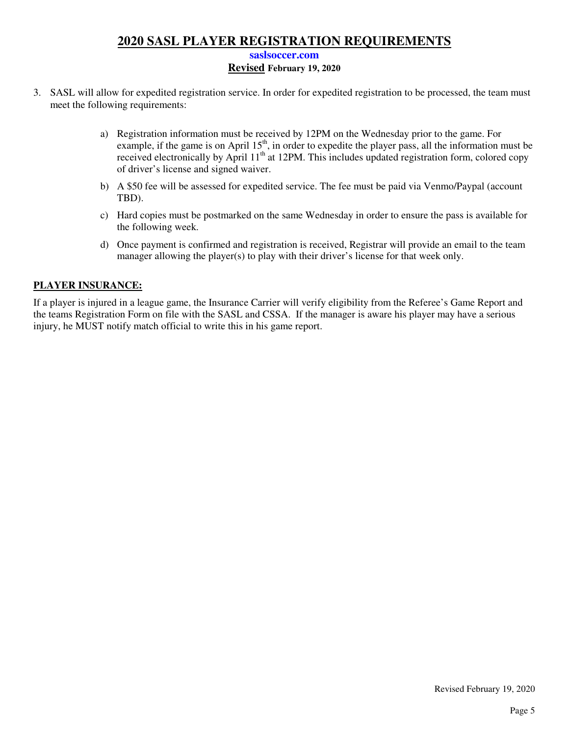# 2020 SASL PLAYER REGISTRATION REQUIREMENTS

**saslsoccer.com**

**Revised February 19, 2020**

3. SASL will allow for expedited registration service. In order for expedited registration to be processed, the team must meet the following requirements:

    a) Registration information must be received by 12PM on the Wednesday prior to the game. For example, if the game is on April 15th, in order to expedite the player pass, all the information must be received electronically by April 11th at 12PM. This includes updated registration form, colored copy of driver's license and signed waiver.

    b) A $50 fee will be assessed for expedited service. The fee must be paid via Venmo/Paypal (account TBD).

    c) Hard copies must be postmarked on the same Wednesday in order to ensure the pass is available for the following week.

    d) Once payment is confirmed and registration is received, Registrar will provide an email to the team manager allowing the player(s) to play with their driver's license for that week only.

## PLAYER INSURANCE:

If a player is injured in a league game, the Insurance Carrier will verify eligibility from the Referee's Game Report and the teams Registration Form on file with the SASL and CSSA. If the manager is aware his player may have a serious injury, he MUST notify match official to write this in his game report.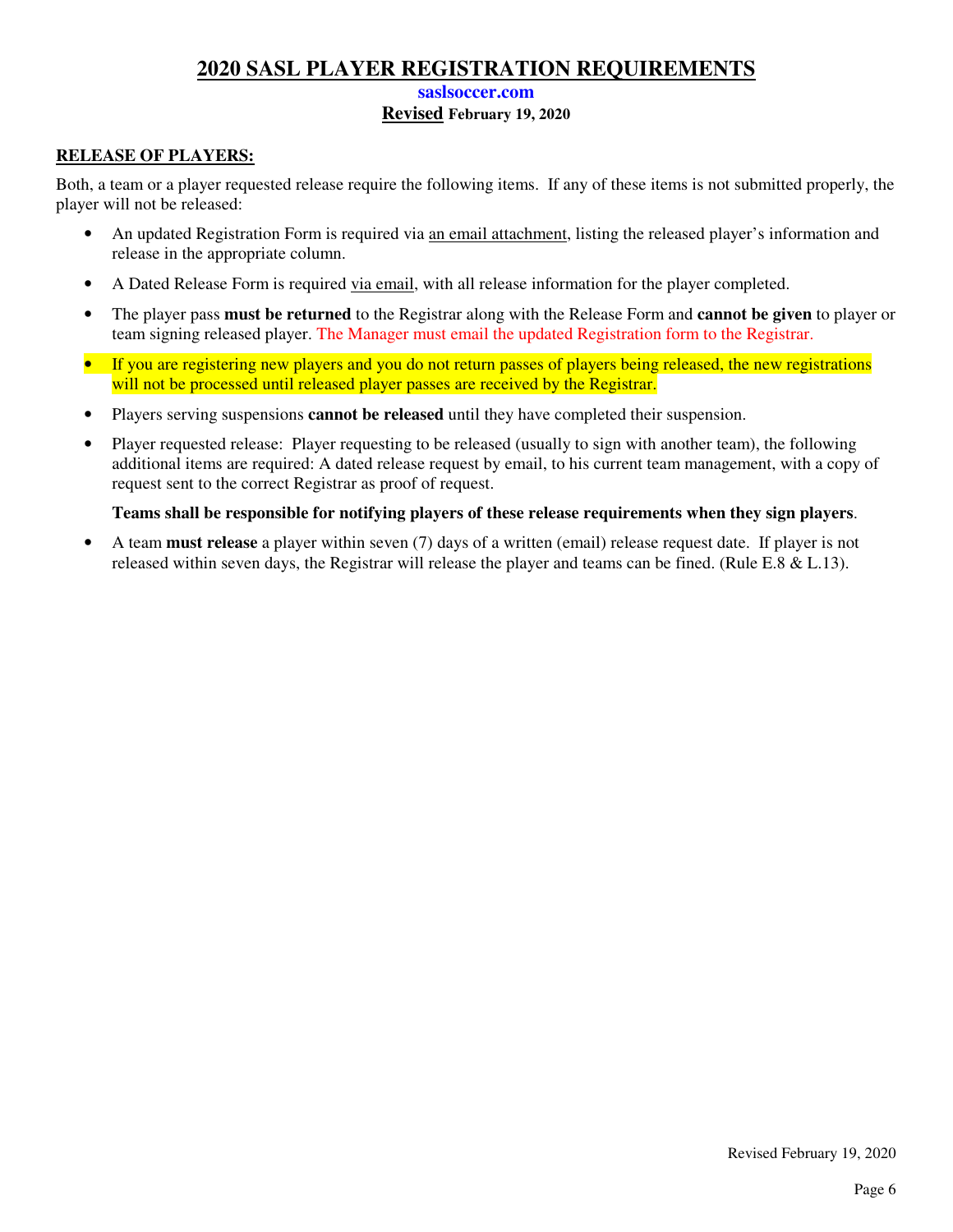# 2020 SASL PLAYER REGISTRATION REQUIREMENTS

**saslsoccer.com**

**Revised February 19, 2020**

**RELEASE OF PLAYERS:**

Both, a team or a player requested release require the following items. If any of these items is not submitted properly, the player will not be released:

- An updated Registration Form is required via an email attachment, listing the released player's information and release in the appropriate column.
- A Dated Release Form is required via email, with all release information for the player completed.
- The player pass **must be returned** to the Registrar along with the Release Form and **cannot be given** to player or team signing released player. The Manager must email the updated Registration form to the Registrar.
- If you are registering new players and you do not return passes of players being released, the new registrations will not be processed until released player passes are received by the Registrar.
- Players serving suspensions **cannot be released** until they have completed their suspension.
- Player requested release: Player requesting to be released (usually to sign with another team), the following additional items are required: A dated release request by email, to his current team management, with a copy of request sent to the correct Registrar as proof of request.

  **Teams shall be responsible for notifying players of these release requirements when they sign players**.

- A team **must release** a player within seven (7) days of a written (email) release request date. If player is not released within seven days, the Registrar will release the player and teams can be fined. (Rule E.8 & L.13).